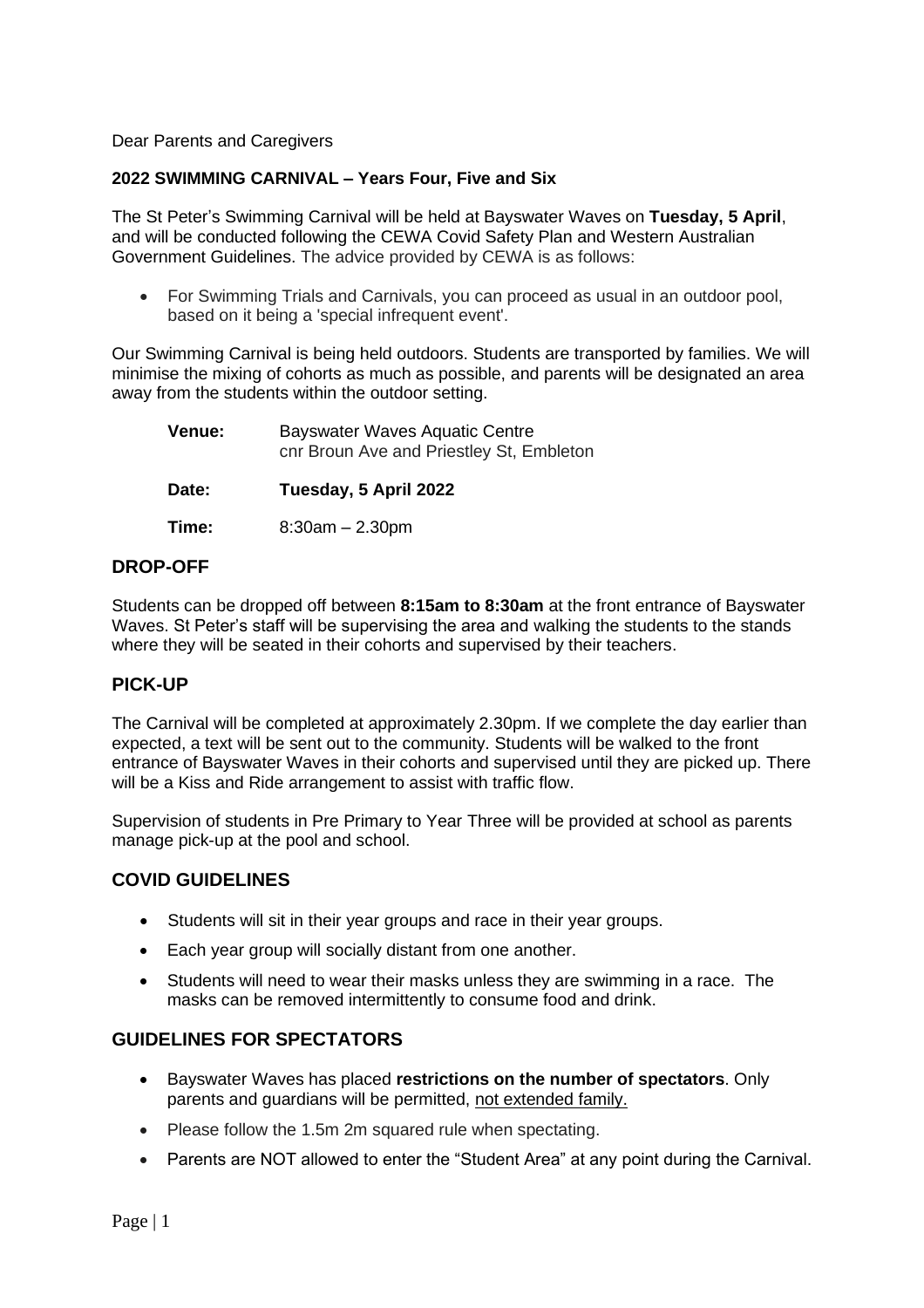Dear Parents and Caregivers

**2022 SWIMMING CARNIVAL – Years Four, Five and Six**

The St Peter's Swimming Carnival will be held at Bayswater Waves on **Tuesday, 5 April**, and will be conducted following the CEWA Covid Safety Plan and Western Australian Government Guidelines. The advice provided by CEWA is as follows:

- For Swimming Trials and Carnivals, you can proceed as usual in an outdoor pool, based on it being a 'special infrequent event'.

Our Swimming Carnival is being held outdoors. Students are transported by families. We will minimise the mixing of cohorts as much as possible, and parents will be designated an area away from the students within the outdoor setting.

| | |
|---|---|
| **Venue:** | Bayswater Waves Aquatic Centre<br>cnr Broun Ave and Priestley St, Embleton |
| **Date:** | **Tuesday, 5 April 2022** |
| **Time:** | 8:30am – 2.30pm |

## DROP-OFF

Students can be dropped off between **8:15am to 8:30am** at the front entrance of Bayswater Waves. St Peter's staff will be supervising the area and walking the students to the stands where they will be seated in their cohorts and supervised by their teachers.

## PICK-UP

The Carnival will be completed at approximately 2.30pm. If we complete the day earlier than expected, a text will be sent out to the community. Students will be walked to the front entrance of Bayswater Waves in their cohorts and supervised until they are picked up. There will be a Kiss and Ride arrangement to assist with traffic flow.

Supervision of students in Pre Primary to Year Three will be provided at school as parents manage pick-up at the pool and school.

## COVID GUIDELINES

- Students will sit in their year groups and race in their year groups.
- Each year group will socially distant from one another.
- Students will need to wear their masks unless they are swimming in a race. The masks can be removed intermittently to consume food and drink.

## GUIDELINES FOR SPECTATORS

- Bayswater Waves has placed **restrictions on the number of spectators**. Only parents and guardians will be permitted, not extended family.
- Please follow the 1.5m 2m squared rule when spectating.
- Parents are NOT allowed to enter the "Student Area" at any point during the Carnival.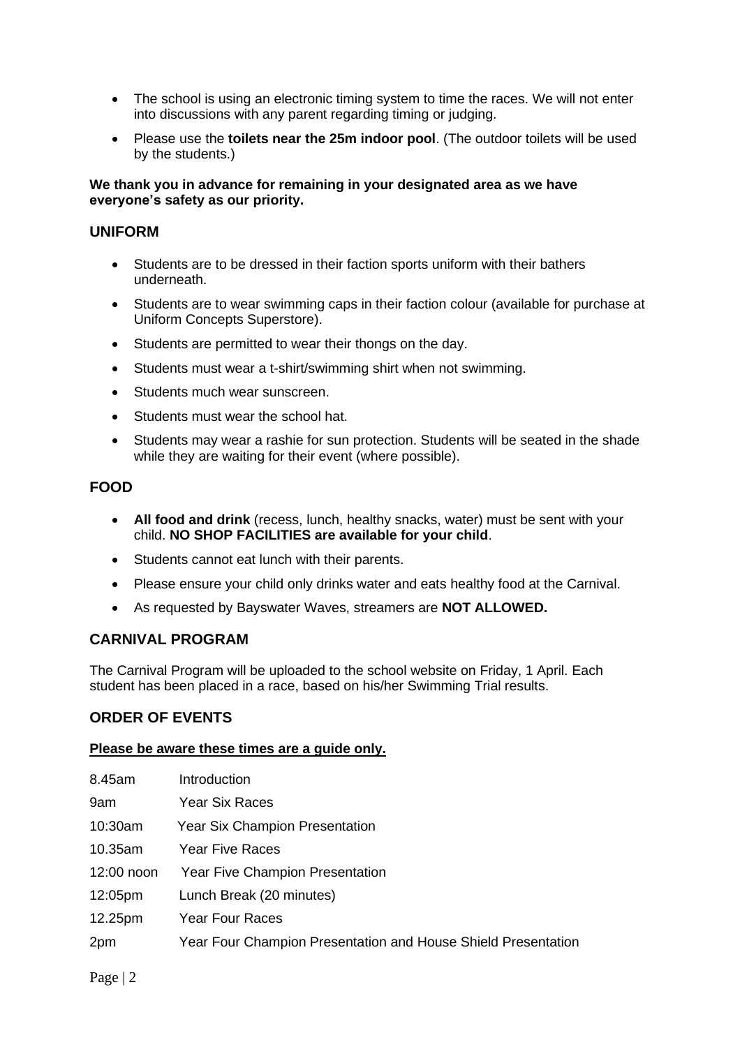- The school is using an electronic timing system to time the races. We will not enter into discussions with any parent regarding timing or judging.
- Please use the **toilets near the 25m indoor pool**. (The outdoor toilets will be used by the students.)

**We thank you in advance for remaining in your designated area as we have everyone's safety as our priority.**

## UNIFORM

- Students are to be dressed in their faction sports uniform with their bathers underneath.
- Students are to wear swimming caps in their faction colour (available for purchase at Uniform Concepts Superstore).
- Students are permitted to wear their thongs on the day.
- Students must wear a t-shirt/swimming shirt when not swimming.
- Students much wear sunscreen.
- Students must wear the school hat.
- Students may wear a rashie for sun protection. Students will be seated in the shade while they are waiting for their event (where possible).

## FOOD

- **All food and drink** (recess, lunch, healthy snacks, water) must be sent with your child. **NO SHOP FACILITIES are available for your child**.
- Students cannot eat lunch with their parents.
- Please ensure your child only drinks water and eats healthy food at the Carnival.
- As requested by Bayswater Waves, streamers are **NOT ALLOWED.**

## CARNIVAL PROGRAM

The Carnival Program will be uploaded to the school website on Friday, 1 April. Each student has been placed in a race, based on his/her Swimming Trial results.

## ORDER OF EVENTS

<u>**Please be aware these times are a guide only.**</u>

| | |
|---|---|
| 8.45am | Introduction |
| 9am | Year Six Races |
| 10:30am | Year Six Champion Presentation |
| 10.35am | Year Five Races |
| 12:00 noon | Year Five Champion Presentation |
| 12:05pm | Lunch Break (20 minutes) |
| 12.25pm | Year Four Races |
| 2pm | Year Four Champion Presentation and House Shield Presentation |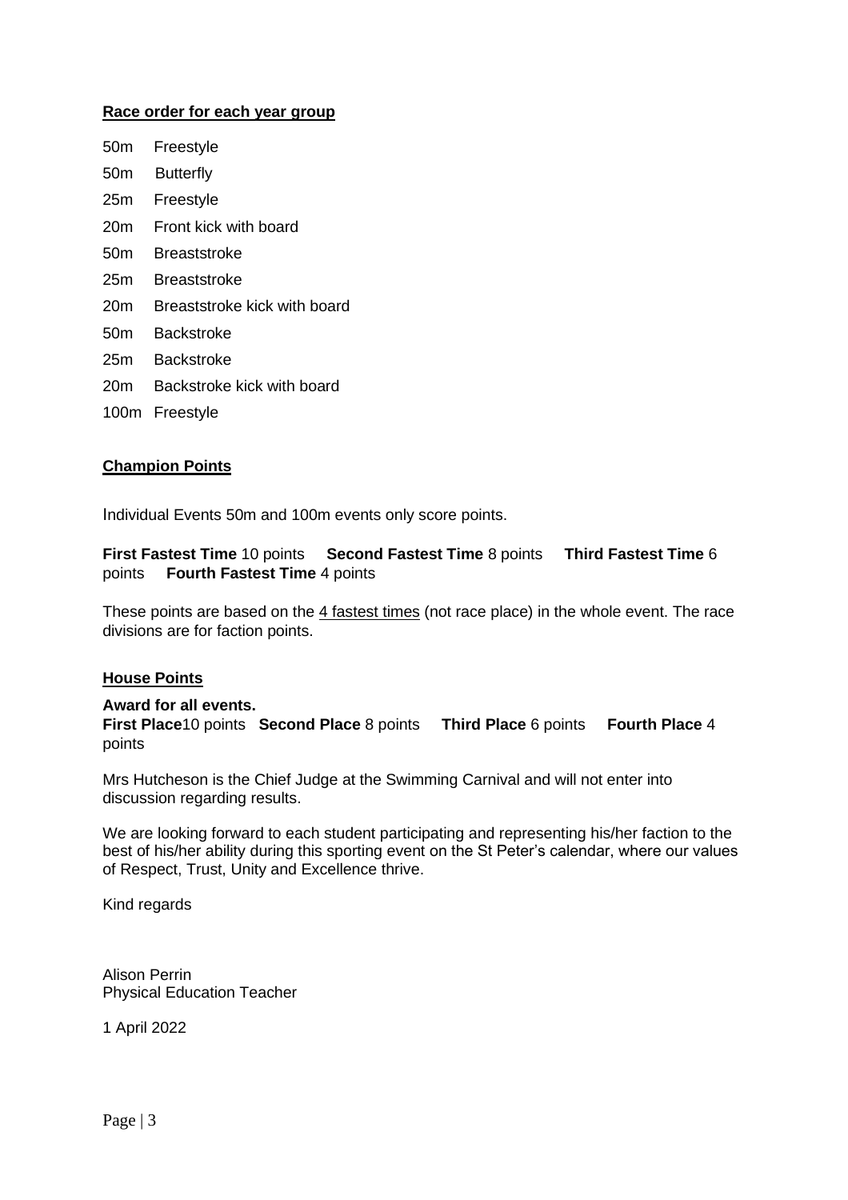**Race order for each year group**

50m Freestyle

50m Butterfly

25m Freestyle

20m Front kick with board

50m Breaststroke

25m Breaststroke

20m Breaststroke kick with board

50m Backstroke

25m Backstroke

20m Backstroke kick with board

100m Freestyle

**Champion Points**

Individual Events 50m and 100m events only score points.

**First Fastest Time** 10 points **Second Fastest Time** 8 points **Third Fastest Time** 6 points **Fourth Fastest Time** 4 points

These points are based on the 4 fastest times (not race place) in the whole event. The race divisions are for faction points.

**House Points**

**Award for all events.**
**First Place**10 points **Second Place** 8 points **Third Place** 6 points **Fourth Place** 4 points

Mrs Hutcheson is the Chief Judge at the Swimming Carnival and will not enter into discussion regarding results.

We are looking forward to each student participating and representing his/her faction to the best of his/her ability during this sporting event on the St Peter's calendar, where our values of Respect, Trust, Unity and Excellence thrive.

Kind regards

Alison Perrin
Physical Education Teacher

1 April 2022